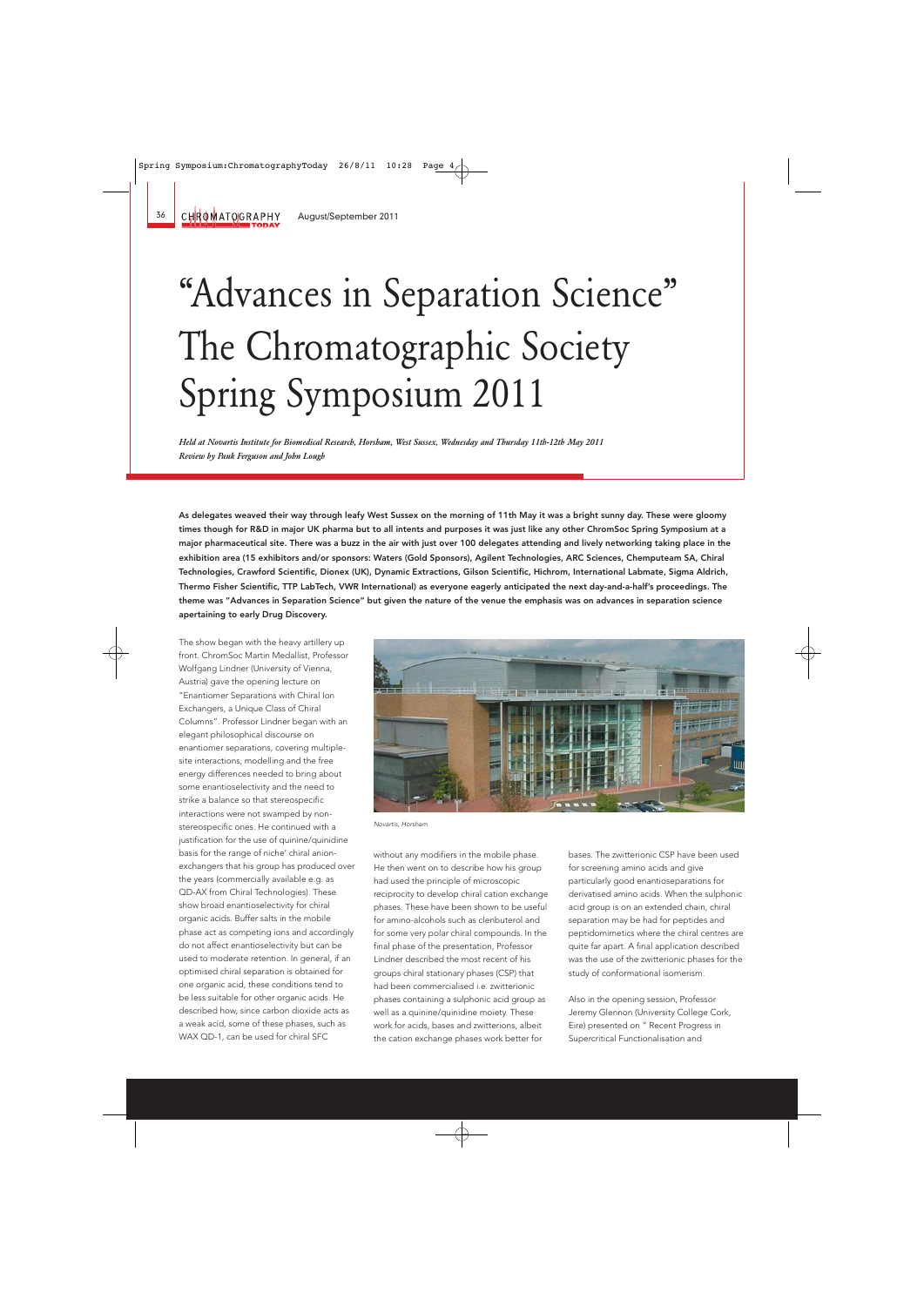# "Advances in Separation Science" The Chromatographic Society Spring Symposium 2011

***Held at Novartis Institute for Biomedical Research, Horsham, West Sussex, Wednesday and Thursday 11th-12th May 2011***
***Review by Pauk Ferguson and John Lough***

**As delegates weaved their way through leafy West Sussex on the morning of 11th May it was a bright sunny day. These were gloomy times though for R&D in major UK pharma but to all intents and purposes it was just like any other ChromSoc Spring Symposium at a major pharmaceutical site. There was a buzz in the air with just over 100 delegates attending and lively networking taking place in the exhibition area (15 exhibitors and/or sponsors: Waters (Gold Sponsors), Agilent Technologies, ARC Sciences, Chemputeam SA, Chiral Technologies, Crawford Scientific, Dionex (UK), Dynamic Extractions, Gilson Scientific, Hichrom, International Labmate, Sigma Aldrich, Thermo Fisher Scientific, TTP LabTech, VWR International) as everyone eagerly anticipated the next day-and-a-half's proceedings. The theme was "Advances in Separation Science" but given the nature of the venue the emphasis was on advances in separation science apertaining to early Drug Discovery.**

The show began with the heavy artillery up front. ChromSoc Martin Medallist, Professor Wolfgang Lindner (University of Vienna, Austria) gave the opening lecture on "Enantiomer Separations with Chiral Ion Exchangers, a Unique Class of Chiral Columns". Professor Lindner began with an elegant philosophical discourse on enantiomer separations, covering multiple-site interactions, modelling and the free energy differences needed to bring about some enantioselectivity and the need to strike a balance so that stereospecific interactions were not swamped by non-stereospecific ones. He continued with a justification for the use of quinine/quinidine basis for the range of niche' chiral anion-exchangers that his group has produced over the years (commercially available e.g. as QD-AX from Chiral Technologies). These show broad enantioselectivity for chiral organic acids. Buffer salts in the mobile phase act as competing ions and accordingly do not affect enantioselectivity but can be used to moderate retention. In general, if an optimised chiral separation is obtained for one organic acid, these conditions tend to be less suitable for other organic acids. He described how, since carbon dioxide acts as a weak acid, some of these phases, such as WAX QD-1, can be used for chiral SFC without any modifiers in the mobile phase. He then went on to describe how his group had used the principle of microscopic reciprocity to develop chiral cation exchange phases. These have been shown to be useful for amino-alcohols such as clenbuterol and for some very polar chiral compounds. In the final phase of the presentation, Professor Lindner described the most recent of his groups chiral stationary phases (CSP) that had been commercialised i.e. zwitterionic phases containing a sulphonic acid group as well as a quinine/quinidine moiety. These work for acids, bases and zwitterions, albeit the cation exchange phases work better for bases. The zwitterionic CSP have been used for screening amino acids and give particularly good enantioseparations for derivatised amino acids. When the sulphonic acid group is on an extended chain, chiral separation may be had for peptides and peptidomimetics where the chiral centres are quite far apart. A final application described was the use of the zwitterionic phases for the study of conformational isomerism.

Novartis, Horsham

Also in the opening session, Professor Jeremy Glennon (University College Cork, Eire) presented on " Recent Progress in Supercritical Functionalisation and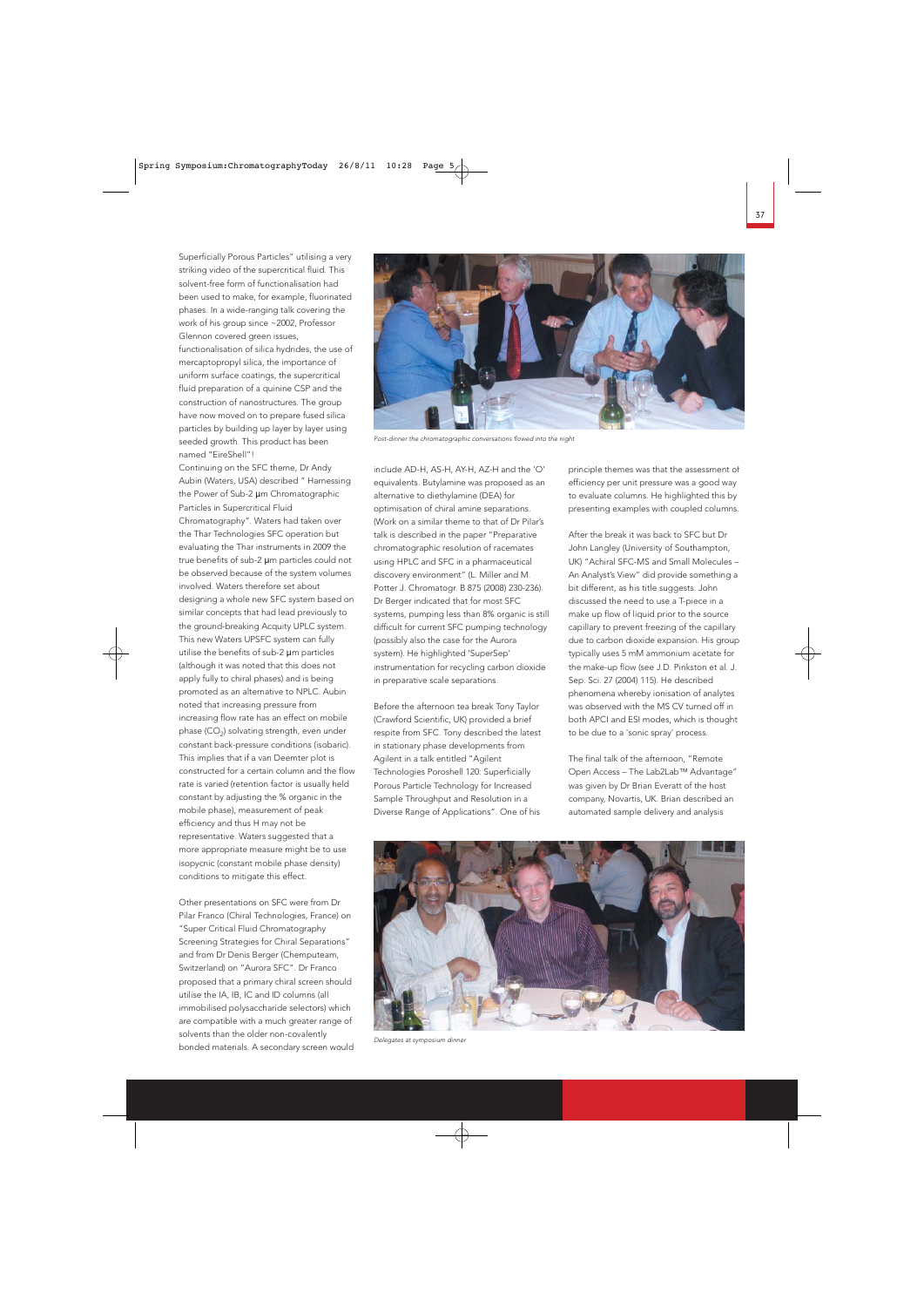Superficially Porous Particles" utilising a very striking video of the supercritical fluid. This solvent-free form of functionalisation had been used to make, for example, fluorinated phases. In a wide-ranging talk covering the work of his group since ~2002, Professor Glennon covered green issues, functionalisation of silica hydrides, the use of mercaptopropyl silica, the importance of uniform surface coatings, the supercritical fluid preparation of a quinine CSP and the construction of nanostructures. The group have now moved on to prepare fused silica particles by building up layer by layer using seeded growth. This product has been named "EireShell"!

Continuing on the SFC theme, Dr Andy Aubin (Waters, USA) described " Harnessing the Power of Sub-2 µm Chromatographic Particles in Supercritical Fluid Chromatography". Waters had taken over the Thar Technologies SFC operation but evaluating the Thar instruments in 2009 the true benefits of sub-2 µm particles could not be observed because of the system volumes involved. Waters therefore set about designing a whole new SFC system based on similar concepts that had lead previously to the ground-breaking Acquity UPLC system. This new Waters UPSFC system can fully utilise the benefits of sub-2 µm particles (although it was noted that this does not apply fully to chiral phases) and is being promoted as an alternative to NPLC. Aubin noted that increasing pressure from increasing flow rate has an effect on mobile phase ($CO_2$) solvating strength, even under constant back-pressure conditions (isobaric). This implies that if a van Deemter plot is constructed for a certain column and the flow rate is varied (retention factor is usually held constant by adjusting the % organic in the mobile phase), measurement of peak efficiency and thus H may not be representative. Waters suggested that a more appropriate measure might be to use isopycnic (constant mobile phase density) conditions to mitigate this effect.

Other presentations on SFC were from Dr Pilar Franco (Chiral Technologies, France) on "Super Critical Fluid Chromatography Screening Strategies for Chiral Separations" and from Dr Denis Berger (Chemputeam, Switzerland) on "Aurora SFC". Dr Franco proposed that a primary chiral screen should utilise the IA, IB, IC and ID columns (all immobilised polysaccharide selectors) which are compatible with a much greater range of solvents than the older non-covalently bonded materials. A secondary screen would include AD-H, AS-H, AY-H, AZ-H and the 'O' equivalents. Butylamine was proposed as an alternative to diethylamine (DEA) for optimisation of chiral amine separations. (Work on a similar theme to that of Dr Pilar's talk is described in the paper "Preparative chromatographic resolution of racemates using HPLC and SFC in a pharmaceutical discovery environment" (L. Miller and M. Potter J. Chromatogr. B 875 (2008) 230-236). Dr Berger indicated that for most SFC systems, pumping less than 8% organic is still difficult for current SFC pumping technology (possibly also the case for the Aurora system). He highlighted 'SuperSep' instrumentation for recycling carbon dioxide in preparative scale separations.

*Post-dinner the chromatographic conversations flowed into the night*

Before the afternoon tea break Tony Taylor (Crawford Scientific, UK) provided a brief respite from SFC. Tony described the latest in stationary phase developments from Agilent in a talk entitled "Agilent Technologies Poroshell 120: Superficially Porous Particle Technology for Increased Sample Throughput and Resolution in a Diverse Range of Applications". One of his principle themes was that the assessment of efficiency per unit pressure was a good way to evaluate columns. He highlighted this by presenting examples with coupled columns.

After the break it was back to SFC but Dr John Langley (University of Southampton, UK) "Achiral SFC-MS and Small Molecules – An Analyst's View" did provide something a bit different, as his title suggests. John discussed the need to use a T-piece in a make up flow of liquid prior to the source capillary to prevent freezing of the capillary due to carbon dioxide expansion. His group typically uses 5 mM ammonium acetate for the make-up flow (see J.D. Pinkston et al. J. Sep. Sci. 27 (2004) 115). He described phenomena whereby ionisation of analytes was observed with the MS CV turned off in both APCI and ESI modes, which is thought to be due to a 'sonic spray' process.

The final talk of the afternoon, "Remote Open Access – The Lab2Lab™ Advantage" was given by Dr Brian Everatt of the host company, Novartis, UK. Brian described an automated sample delivery and analysis

*Delegates at symposium dinner*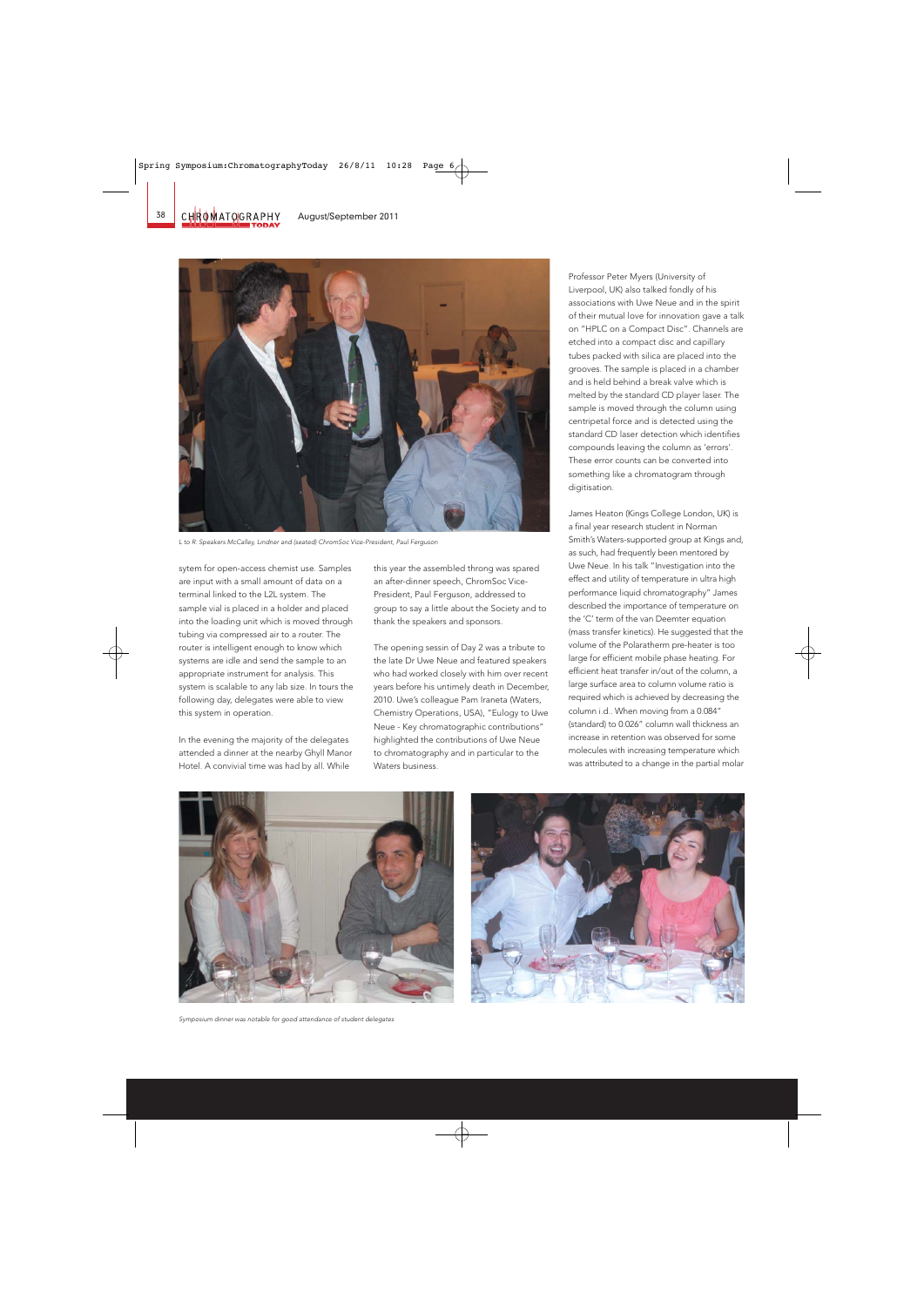L to R: Speakers McCalley, Lindner and (seated) ChromSoc Vice-President, Paul Ferguson

sytem for open-access chemist use. Samples are input with a small amount of data on a terminal linked to the L2L system. The sample vial is placed in a holder and placed into the loading unit which is moved through tubing via compressed air to a router. The router is intelligent enough to know which systems are idle and send the sample to an appropriate instrument for analysis. This system is scalable to any lab size. In tours the following day, delegates were able to view this system in operation.

In the evening the majority of the delegates attended a dinner at the nearby Ghyll Manor Hotel. A convivial time was had by all. While this year the assembled throng was spared an after-dinner speech, ChromSoc Vice-President, Paul Ferguson, addressed to group to say a little about the Society and to thank the speakers and sponsors.

The opening sessin of Day 2 was a tribute to the late Dr Uwe Neue and featured speakers who had worked closely with him over recent years before his untimely death in December, 2010. Uwe's colleague Pam Iraneta (Waters, Chemistry Operations, USA), "Eulogy to Uwe Neue - Key chromatographic contributions" highlighted the contributions of Uwe Neue to chromatography and in particular to the Waters business.

Professor Peter Myers (University of Liverpool, UK) also talked fondly of his associations with Uwe Neue and in the spirit of their mutual love for innovation gave a talk on "HPLC on a Compact Disc". Channels are etched into a compact disc and capillary tubes packed with silica are placed into the grooves. The sample is placed in a chamber and is held behind a break valve which is melted by the standard CD player laser. The sample is moved through the column using centripetal force and is detected using the standard CD laser detection which identifies compounds leaving the column as 'errors'. These error counts can be converted into something like a chromatogram through digitisation.

James Heaton (Kings College London, UK) is a final year research student in Norman Smith's Waters-supported group at Kings and, as such, had frequently been mentored by Uwe Neue. In his talk "Investigation into the effect and utility of temperature in ultra high performance liquid chromatography" James described the importance of temperature on the 'C' term of the van Deemter equation (mass transfer kinetics). He suggested that the volume of the Polaratherm pre-heater is too large for efficient mobile phase heating. For efficient heat transfer in/out of the column, a large surface area to column volume ratio is required which is achieved by decreasing the column i.d.. When moving from a 0.084" (standard) to 0.026" column wall thickness an increase in retention was observed for some molecules with increasing temperature which was attributed to a change in the partial molar

Symposium dinner was notable for good attendance of student delegates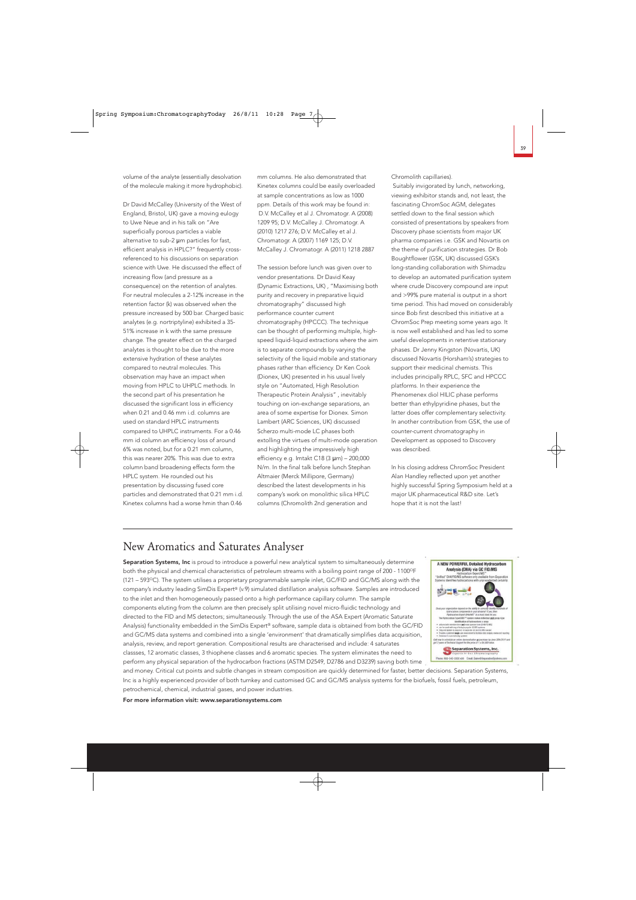volume of the analyte (essentially desolvation of the molecule making it more hydrophobic).

Dr David McCalley (University of the West of England, Bristol, UK) gave a moving eulogy to Uwe Neue and in his talk on "Are superficially porous particles a viable alternative to sub-2 µm particles for fast, efficient analysis in HPLC?" frequently cross-referenced to his discussions on separation science with Uwe. He discussed the effect of increasing flow (and pressure as a consequence) on the retention of analytes. For neutral molecules a 2-12% increase in the retention factor (k) was observed when the pressure increased by 500 bar. Charged basic analytes (e.g. nortriptyline) exhibited a 35-51% increase in k with the same pressure change. The greater effect on the charged analytes is thought to be due to the more extensive hydration of these analytes compared to neutral molecules. This observation may have an impact when moving from HPLC to UHPLC methods. In the second part of his presentation he discussed the significant loss in efficiency when 0.21 and 0.46 mm i.d. columns are used on standard HPLC instruments compared to UHPLC instruments. For a 0.46 mm id column an efficiency loss of around 6% was noted, but for a 0.21 mm column, this was nearer 20%. This was due to extra column band broadening effects form the HPLC system. He rounded out his presentation by discussing fused core particles and demonstrated that 0.21 mm i.d. Kinetex columns had a worse hmin than 0.46 mm columns. He also demonstrated that Kinetex columns could be easily overloaded at sample concentrations as low as 1000 ppm. Details of this work may be found in: D.V. McCalley et al J. Chromatogr. A (2008) 1209 95; D.V. McCalley J. Chromatogr. A (2010) 1217 276; D.V. McCalley et al J. Chromatogr. A (2007) 1169 125; D.V. McCalley J. Chromatogr. A (2011) 1218 2887

The session before lunch was given over to vendor presentations. Dr David Keay (Dynamic Extractions, UK) , "Maximising both purity and recovery in preparative liquid chromatography" discussed high performance counter current chromatography (HPCCC). The technique can be thought of performing multiple, high-speed liquid-liquid extractions where the aim is to separate compounds by varying the selectivity of the liquid mobile and stationary phases rather than efficiency. Dr Ken Cook (Dionex, UK) presented in his usual lively style on "Automated, High Resolution Therapeutic Protein Analysis" , inevitably touching on ion-exchange separations, an area of some expertise for Dionex. Simon Lambert (ARC Sciences, UK) discussed Scherzo multi-mode LC phases both extolling the virtues of multi-mode operation and highlighting the impressively high efficiency e.g. Imtakt C18 (3 µm) – 200,000 N/m. In the final talk before lunch Stephan Altmaier (Merck Millipore, Germany) described the latest developments in his company's work on monolithic silica HPLC columns (Chromolith 2nd generation and Chromolith capillaries).

Suitably invigorated by lunch, networking, viewing exhibitor stands and, not least, the fascinating ChromSoc AGM, delegates settled down to the final session which consisted of presentations by speakers from Discovery phase scientists from major UK pharma companies i.e. GSK and Novartis on the theme of purification strategies. Dr Bob Boughtflower (GSK, UK) discussed GSK's long-standing collaboration with Shimadzu to develop an automated purification system where crude Discovery compound are input and >99% pure material is output in a short time period. This had moved on considerably since Bob first described this initiative at a ChromSoc Prep meeting some years ago. It is now well established and has led to some useful developments in retentive stationary phases. Dr Jenny Kingston (Novartis, UK) discussed Novartis (Horsham's) strategies to support their medicinal chemists. This includes principally RPLC, SFC and HPCCC platforms. In their experience the Phenomenex diol HILIC phase performs better than ethylpyridine phases, but the latter does offer complementary selectivity. In another contribution from GSK, the use of counter-current chromatography in Development as opposed to Discovery was described.

In his closing address ChromSoc President Alan Handley reflected upon yet another highly successful Spring Symposium held at a major UK pharmaceutical R&D site. Let's hope that it is not the last!

## New Aromatics and Saturates Analyser

**Separation Systems, Inc** is proud to introduce a powerful new analytical system to simultaneously determine both the physical and chemical characteristics of petroleum streams with a boiling point range of 200 - 1100°F (121 – 593°C). The system utilises a proprietary programmable sample inlet, GC/FID and GC/MS along with the company's industry leading SimDis Expert® (v.9) simulated distillation analysis software. Samples are introduced to the inlet and then homogeneously passed onto a high performance capillary column. The sample components eluting from the column are then precisely split utilising novel micro-fluidic technology and directed to the FID and MS detectors; simultaneously. Through the use of the ASA Expert (Aromatic Saturate Analysis) functionality embedded in the SimDis Expert® software, sample data is obtained from both the GC/FID and GC/MS data systems and combined into a single 'environment' that dramatically simplifies data acquisition, analysis, review, and report generation. Compositional results are characterised and include: 4 saturates classses, 12 aromatic classes, 3 thiophene classes and 6 aromatic species. The system eliminates the need to perform any physical separation of the hydrocarbon fractions (ASTM D2549, D2786 and D3239) saving both time and money. Critical cut points and subtle changes in stream composition are quickly determined for faster, better decisions. Separation Systems, Inc is a highly experienced provider of both turnkey and customised GC and GC/MS analysis systems for the biofuels, fossil fuels, petroleum, petrochemical, chemical, industrial gases, and power industries.

**For more information visit: www.separationsystems.com**